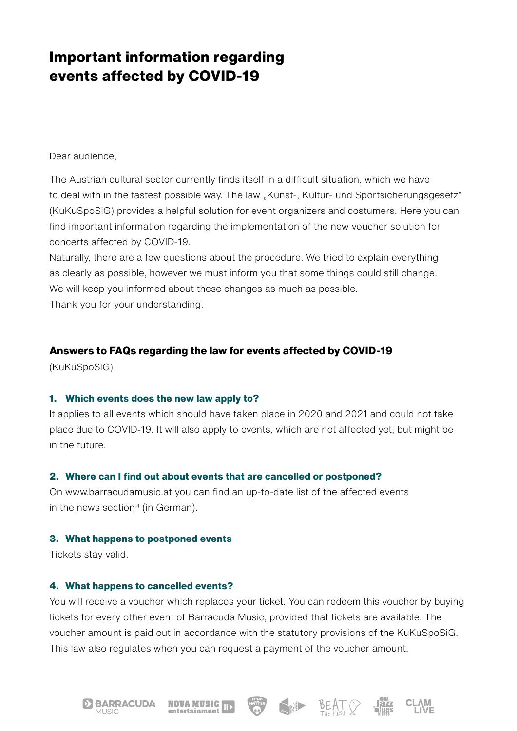# Important information regarding events affected by COVID-19

Dear audience,

The Austrian cultural sector currently finds itself in a difficult situation, which we have to deal with in the fastest possible way. The law „Kunst-, Kultur- und Sportsicherungsgesetz" (KuKuSpoSiG) provides a helpful solution for event organizers and costumers. Here you can find important information regarding the implementation of the new voucher solution for concerts affected by COVID-19.
Naturally, there are a few questions about the procedure. We tried to explain everything as clearly as possible, however we must inform you that some things could still change. We will keep you informed about these changes as much as possible.
Thank you for your understanding.

## Answers to FAQs regarding the law for events affected by COVID-19

(KuKuSpoSiG)

### 1. Which events does the new law apply to?

It applies to all events which should have taken place in 2020 and 2021 and could not take place due to COVID-19. It will also apply to events, which are not affected yet, but might be in the future.

### 2. Where can I find out about events that are cancelled or postponed?

On www.barracudamusic.at you can find an up-to-date list of the affected events in the news section↗ (in German).

### 3. What happens to postponed events

Tickets stay valid.

### 4. What happens to cancelled events?

You will receive a voucher which replaces your ticket. You can redeem this voucher by buying tickets for every other event of Barracuda Music, provided that tickets are available. The voucher amount is paid out in accordance with the statutory provisions of the KuKuSpoSiG. This law also regulates when you can request a payment of the voucher amount.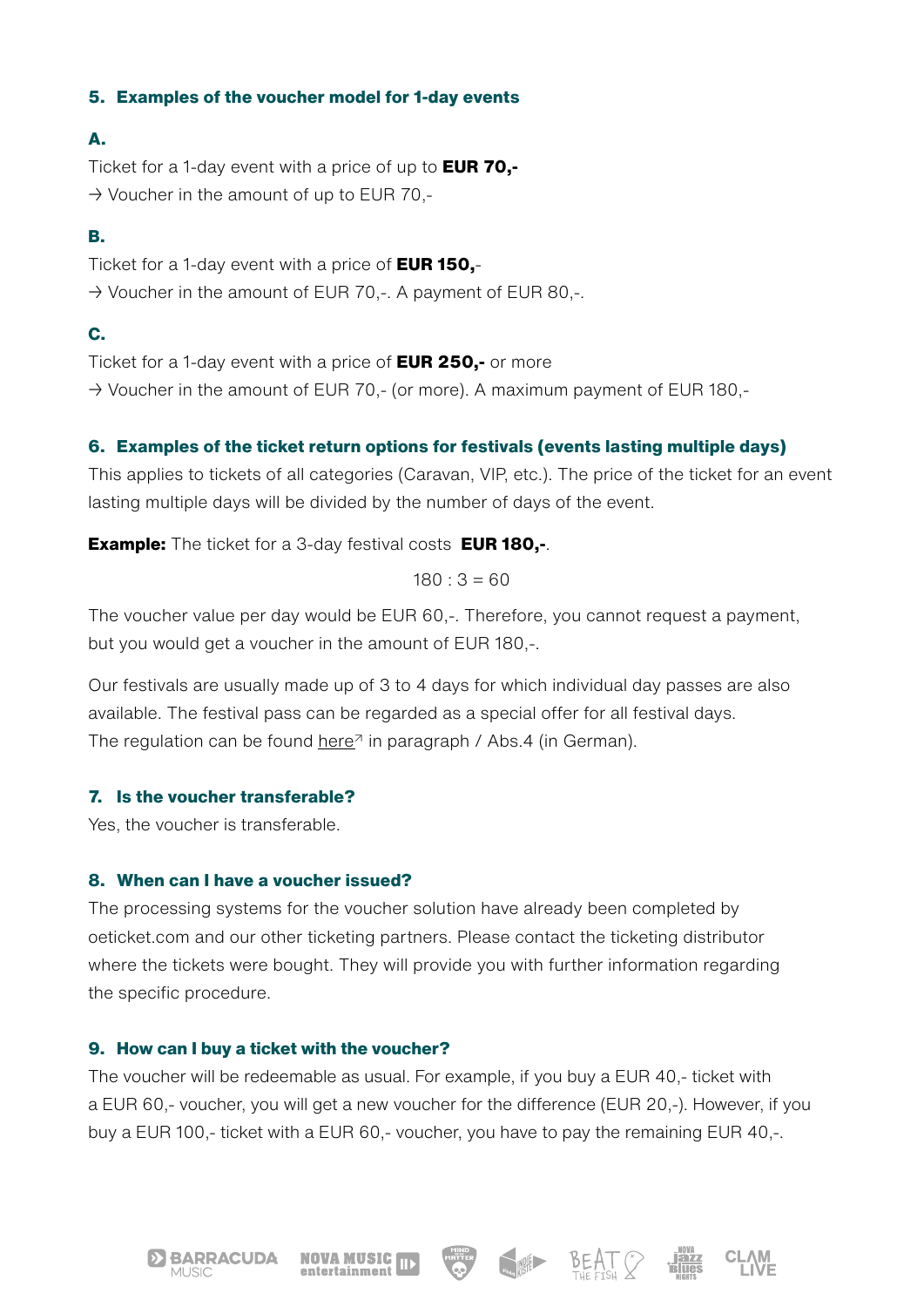## 5. Examples of the voucher model for 1-day events

**A.**

Ticket for a 1-day event with a price of up to **EUR 70,-**
→ Voucher in the amount of up to EUR 70,-

**B.**

Ticket for a 1-day event with a price of **EUR 150,**-
→ Voucher in the amount of EUR 70,-. A payment of EUR 80,-.

**C.**

Ticket for a 1-day event with a price of **EUR 250,-** or more
→ Voucher in the amount of EUR 70,- (or more). A maximum payment of EUR 180,-

## 6. Examples of the ticket return options for festivals (events lasting multiple days)

This applies to tickets of all categories (Caravan, VIP, etc.). The price of the ticket for an event lasting multiple days will be divided by the number of days of the event.

**Example:** The ticket for a 3-day festival costs **EUR 180,-**.

$$180 : 3 = 60$$

The voucher value per day would be EUR 60,-. Therefore, you cannot request a payment, but you would get a voucher in the amount of EUR 180,-.

Our festivals are usually made up of 3 to 4 days for which individual day passes are also available. The festival pass can be regarded as a special offer for all festival days.
The regulation can be found here↗ in paragraph / Abs.4 (in German).

## 7. Is the voucher transferable?

Yes, the voucher is transferable.

## 8. When can I have a voucher issued?

The processing systems for the voucher solution have already been completed by oeticket.com and our other ticketing partners. Please contact the ticketing distributor where the tickets were bought. They will provide you with further information regarding the specific procedure.

## 9. How can I buy a ticket with the voucher?

The voucher will be redeemable as usual. For example, if you buy a EUR 40,- ticket with a EUR 60,- voucher, you will get a new voucher for the difference (EUR 20,-). However, if you buy a EUR 100,- ticket with a EUR 60,- voucher, you have to pay the remaining EUR 40,-.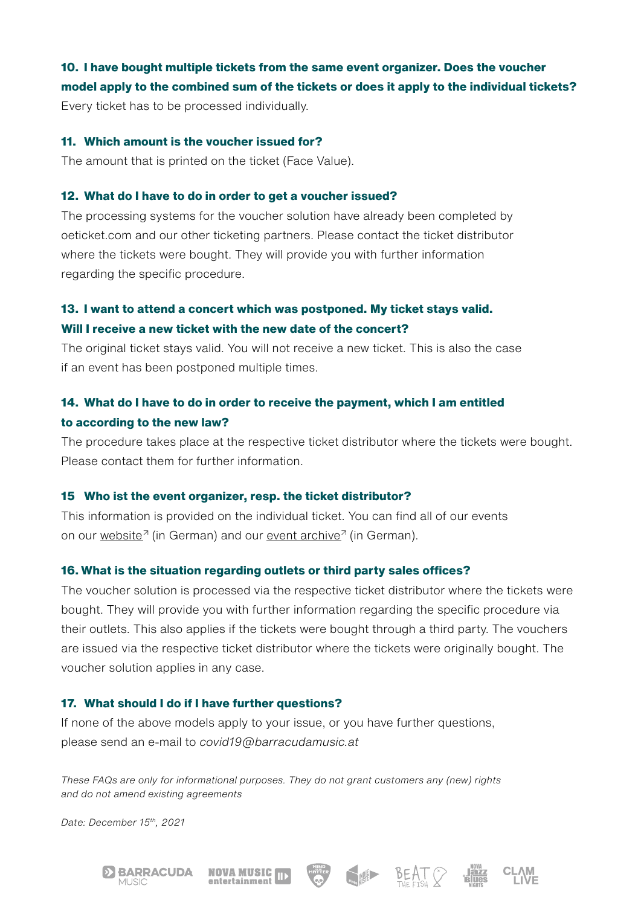### 10. I have bought multiple tickets from the same event organizer. Does the voucher model apply to the combined sum of the tickets or does it apply to the individual tickets?

Every ticket has to be processed individually.

### 11. Which amount is the voucher issued for?

The amount that is printed on the ticket (Face Value).

### 12. What do I have to do in order to get a voucher issued?

The processing systems for the voucher solution have already been completed by oeticket.com and our other ticketing partners. Please contact the ticket distributor where the tickets were bought. They will provide you with further information regarding the specific procedure.

### 13. I want to attend a concert which was postponed. My ticket stays valid. Will I receive a new ticket with the new date of the concert?

The original ticket stays valid. You will not receive a new ticket. This is also the case if an event has been postponed multiple times.

### 14. What do I have to do in order to receive the payment, which I am entitled to according to the new law?

The procedure takes place at the respective ticket distributor where the tickets were bought. Please contact them for further information.

### 15 Who ist the event organizer, resp. the ticket distributor?

This information is provided on the individual ticket. You can find all of our events on our website↗ (in German) and our event archive↗ (in German).

### 16. What is the situation regarding outlets or third party sales offices?

The voucher solution is processed via the respective ticket distributor where the tickets were bought. They will provide you with further information regarding the specific procedure via their outlets. This also applies if the tickets were bought through a third party. The vouchers are issued via the respective ticket distributor where the tickets were originally bought. The voucher solution applies in any case.

### 17. What should I do if I have further questions?

If none of the above models apply to your issue, or you have further questions, please send an e-mail to *covid19@barracudamusic.at*

*These FAQs are only for informational purposes. They do not grant customers any (new) rights and do not amend existing agreements*

*Date: December 15th, 2021*